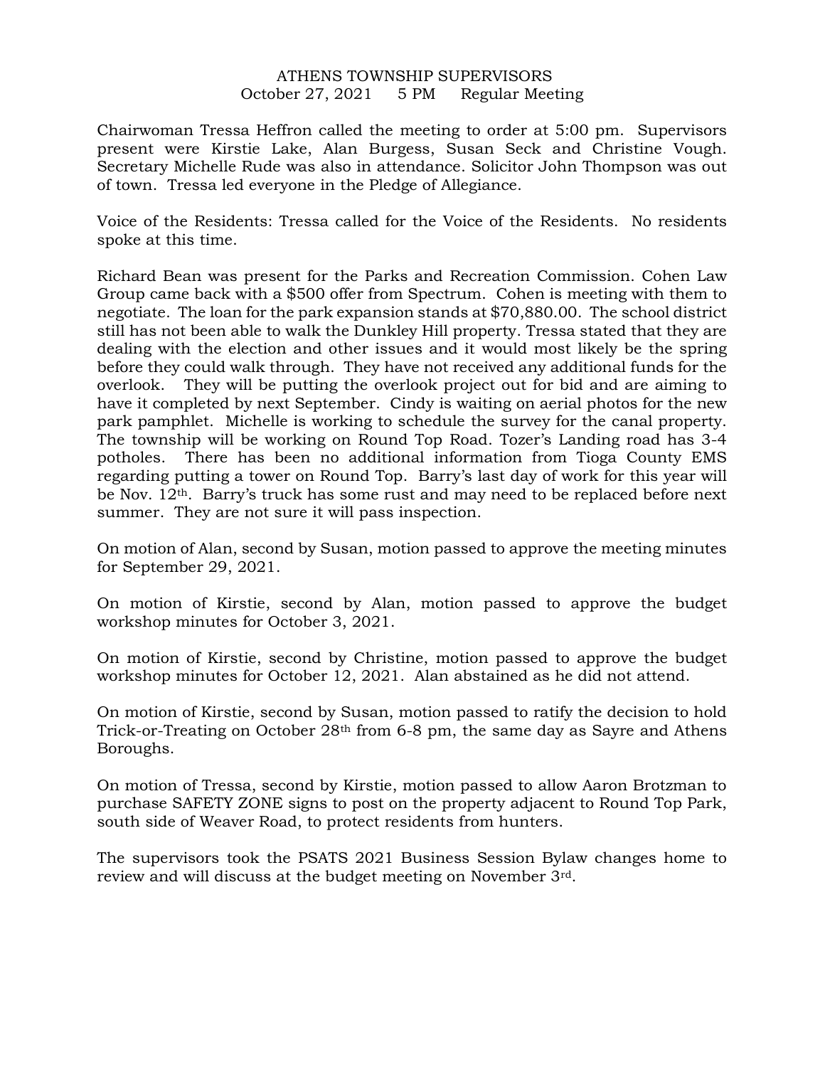# ATHENS TOWNSHIP SUPERVISORS
## October 27, 2021 5 PM Regular Meeting

Chairwoman Tressa Heffron called the meeting to order at 5:00 pm. Supervisors present were Kirstie Lake, Alan Burgess, Susan Seck and Christine Vough. Secretary Michelle Rude was also in attendance. Solicitor John Thompson was out of town. Tressa led everyone in the Pledge of Allegiance.

Voice of the Residents: Tressa called for the Voice of the Residents. No residents spoke at this time.

Richard Bean was present for the Parks and Recreation Commission. Cohen Law Group came back with a $500 offer from Spectrum. Cohen is meeting with them to negotiate. The loan for the park expansion stands at $70,880.00. The school district still has not been able to walk the Dunkley Hill property. Tressa stated that they are dealing with the election and other issues and it would most likely be the spring before they could walk through. They have not received any additional funds for the overlook. They will be putting the overlook project out for bid and are aiming to have it completed by next September. Cindy is waiting on aerial photos for the new park pamphlet. Michelle is working to schedule the survey for the canal property. The township will be working on Round Top Road. Tozer's Landing road has 3-4 potholes. There has been no additional information from Tioga County EMS regarding putting a tower on Round Top. Barry's last day of work for this year will be Nov. 12th. Barry's truck has some rust and may need to be replaced before next summer. They are not sure it will pass inspection.

On motion of Alan, second by Susan, motion passed to approve the meeting minutes for September 29, 2021.

On motion of Kirstie, second by Alan, motion passed to approve the budget workshop minutes for October 3, 2021.

On motion of Kirstie, second by Christine, motion passed to approve the budget workshop minutes for October 12, 2021. Alan abstained as he did not attend.

On motion of Kirstie, second by Susan, motion passed to ratify the decision to hold Trick-or-Treating on October 28th from 6-8 pm, the same day as Sayre and Athens Boroughs.

On motion of Tressa, second by Kirstie, motion passed to allow Aaron Brotzman to purchase SAFETY ZONE signs to post on the property adjacent to Round Top Park, south side of Weaver Road, to protect residents from hunters.

The supervisors took the PSATS 2021 Business Session Bylaw changes home to review and will discuss at the budget meeting on November 3rd.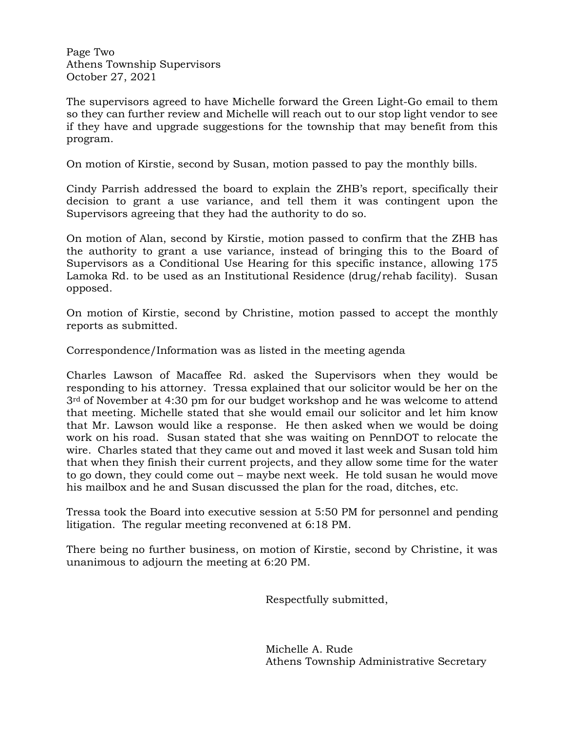Page Two
Athens Township Supervisors
October 27, 2021

The supervisors agreed to have Michelle forward the Green Light-Go email to them so they can further review and Michelle will reach out to our stop light vendor to see if they have and upgrade suggestions for the township that may benefit from this program.

On motion of Kirstie, second by Susan, motion passed to pay the monthly bills.

Cindy Parrish addressed the board to explain the ZHB's report, specifically their decision to grant a use variance, and tell them it was contingent upon the Supervisors agreeing that they had the authority to do so.

On motion of Alan, second by Kirstie, motion passed to confirm that the ZHB has the authority to grant a use variance, instead of bringing this to the Board of Supervisors as a Conditional Use Hearing for this specific instance, allowing 175 Lamoka Rd. to be used as an Institutional Residence (drug/rehab facility). Susan opposed.

On motion of Kirstie, second by Christine, motion passed to accept the monthly reports as submitted.

Correspondence/Information was as listed in the meeting agenda

Charles Lawson of Macaffee Rd. asked the Supervisors when they would be responding to his attorney. Tressa explained that our solicitor would be her on the 3rd of November at 4:30 pm for our budget workshop and he was welcome to attend that meeting. Michelle stated that she would email our solicitor and let him know that Mr. Lawson would like a response. He then asked when we would be doing work on his road. Susan stated that she was waiting on PennDOT to relocate the wire. Charles stated that they came out and moved it last week and Susan told him that when they finish their current projects, and they allow some time for the water to go down, they could come out – maybe next week. He told susan he would move his mailbox and he and Susan discussed the plan for the road, ditches, etc.

Tressa took the Board into executive session at 5:50 PM for personnel and pending litigation. The regular meeting reconvened at 6:18 PM.

There being no further business, on motion of Kirstie, second by Christine, it was unanimous to adjourn the meeting at 6:20 PM.

Respectfully submitted,

Michelle A. Rude
Athens Township Administrative Secretary